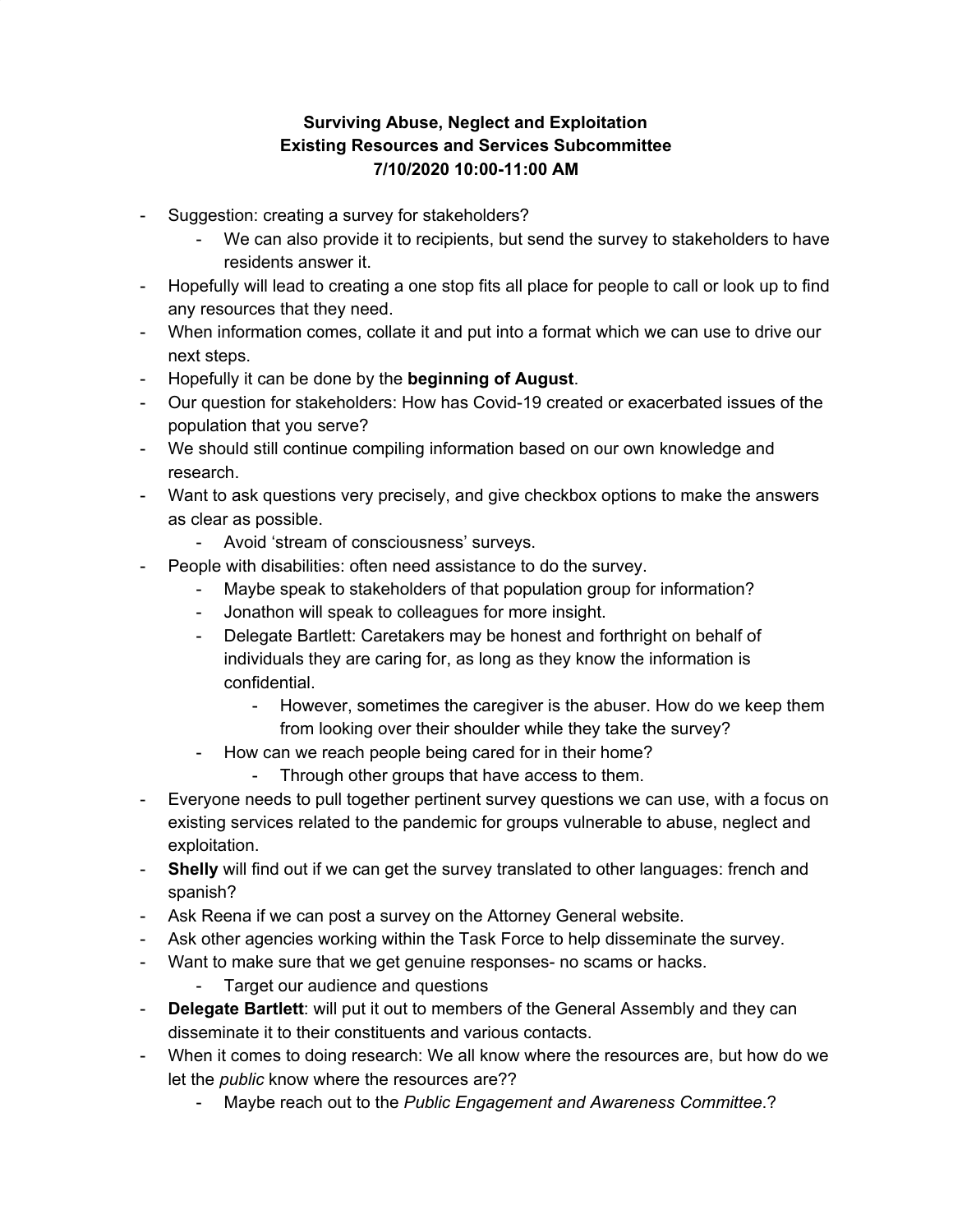**Surviving Abuse, Neglect and Exploitation**
**Existing Resources and Services Subcommittee**
**7/10/2020 10:00-11:00 AM**

- Suggestion: creating a survey for stakeholders?
  - We can also provide it to recipients, but send the survey to stakeholders to have residents answer it.
- Hopefully will lead to creating a one stop fits all place for people to call or look up to find any resources that they need.
- When information comes, collate it and put into a format which we can use to drive our next steps.
- Hopefully it can be done by the **beginning of August**.
- Our question for stakeholders: How has Covid-19 created or exacerbated issues of the population that you serve?
- We should still continue compiling information based on our own knowledge and research.
- Want to ask questions very precisely, and give checkbox options to make the answers as clear as possible.
  - Avoid 'stream of consciousness' surveys.
- People with disabilities: often need assistance to do the survey.
  - Maybe speak to stakeholders of that population group for information?
  - Jonathon will speak to colleagues for more insight.
  - Delegate Bartlett: Caretakers may be honest and forthright on behalf of individuals they are caring for, as long as they know the information is confidential.
    - However, sometimes the caregiver is the abuser. How do we keep them from looking over their shoulder while they take the survey?
  - How can we reach people being cared for in their home?
    - Through other groups that have access to them.
- Everyone needs to pull together pertinent survey questions we can use, with a focus on existing services related to the pandemic for groups vulnerable to abuse, neglect and exploitation.
- **Shelly** will find out if we can get the survey translated to other languages: french and spanish?
- Ask Reena if we can post a survey on the Attorney General website.
- Ask other agencies working within the Task Force to help disseminate the survey.
- Want to make sure that we get genuine responses- no scams or hacks.
  - Target our audience and questions
- **Delegate Bartlett**: will put it out to members of the General Assembly and they can disseminate it to their constituents and various contacts.
- When it comes to doing research: We all know where the resources are, but how do we let the *public* know where the resources are??
  - Maybe reach out to the *Public Engagement and Awareness Committee*.?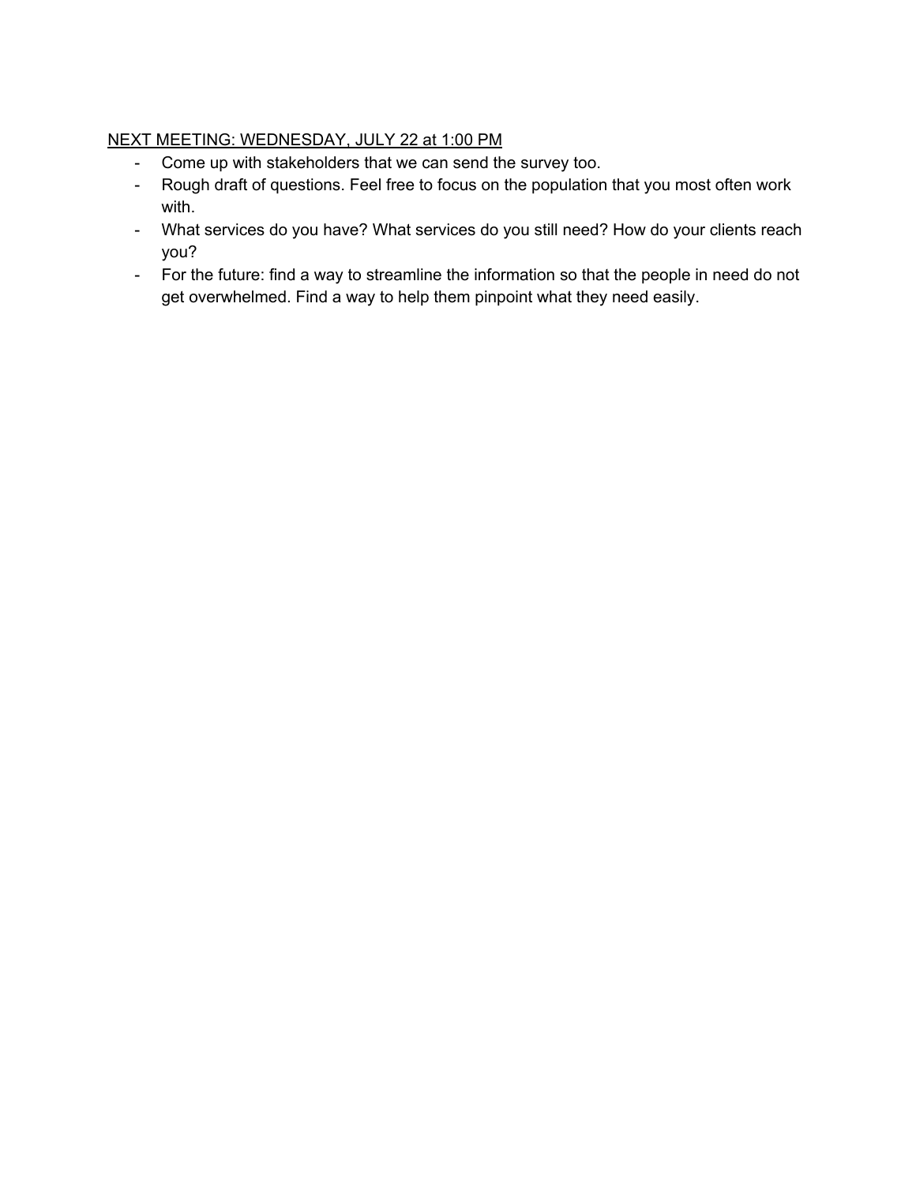<u>NEXT MEETING: WEDNESDAY, JULY 22 at 1:00 PM</u>

- Come up with stakeholders that we can send the survey too.
- Rough draft of questions. Feel free to focus on the population that you most often work with.
- What services do you have? What services do you still need? How do your clients reach you?
- For the future: find a way to streamline the information so that the people in need do not get overwhelmed. Find a way to help them pinpoint what they need easily.